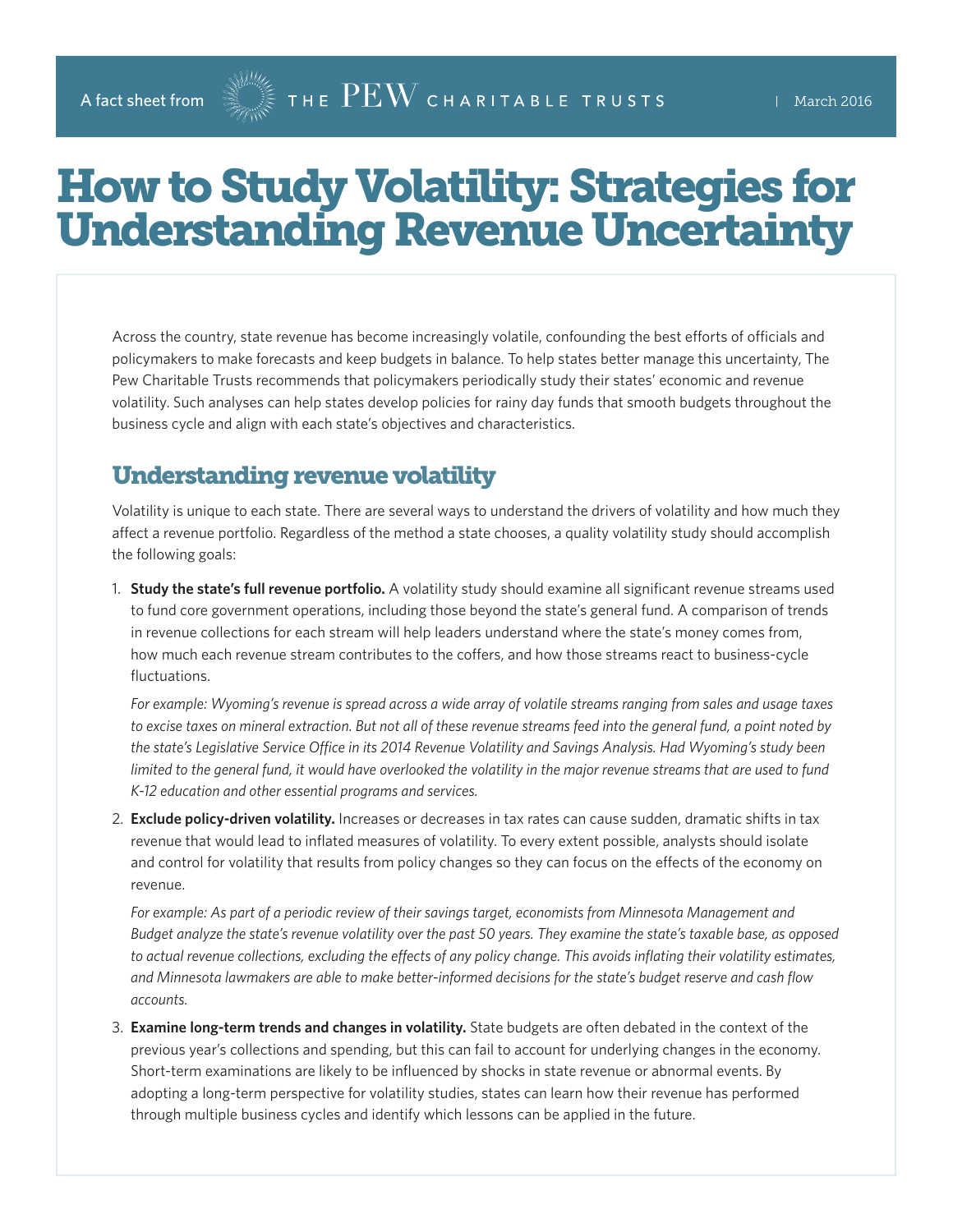A fact sheet from THE PEW CHARITABLE TRUSTS | March 2016

# How to Study Volatility: Strategies for Understanding Revenue Uncertainty

Across the country, state revenue has become increasingly volatile, confounding the best efforts of officials and policymakers to make forecasts and keep budgets in balance. To help states better manage this uncertainty, The Pew Charitable Trusts recommends that policymakers periodically study their states' economic and revenue volatility. Such analyses can help states develop policies for rainy day funds that smooth budgets throughout the business cycle and align with each state's objectives and characteristics.

## Understanding revenue volatility

Volatility is unique to each state. There are several ways to understand the drivers of volatility and how much they affect a revenue portfolio. Regardless of the method a state chooses, a quality volatility study should accomplish the following goals:

1. **Study the state's full revenue portfolio.** A volatility study should examine all significant revenue streams used to fund core government operations, including those beyond the state's general fund. A comparison of trends in revenue collections for each stream will help leaders understand where the state's money comes from, how much each revenue stream contributes to the coffers, and how those streams react to business-cycle fluctuations.

   *For example: Wyoming's revenue is spread across a wide array of volatile streams ranging from sales and usage taxes to excise taxes on mineral extraction. But not all of these revenue streams feed into the general fund, a point noted by the state's Legislative Service Office in its 2014 Revenue Volatility and Savings Analysis. Had Wyoming's study been limited to the general fund, it would have overlooked the volatility in the major revenue streams that are used to fund K-12 education and other essential programs and services.*

2. **Exclude policy-driven volatility.** Increases or decreases in tax rates can cause sudden, dramatic shifts in tax revenue that would lead to inflated measures of volatility. To every extent possible, analysts should isolate and control for volatility that results from policy changes so they can focus on the effects of the economy on revenue.

   *For example: As part of a periodic review of their savings target, economists from Minnesota Management and Budget analyze the state's revenue volatility over the past 50 years. They examine the state's taxable base, as opposed to actual revenue collections, excluding the effects of any policy change. This avoids inflating their volatility estimates, and Minnesota lawmakers are able to make better-informed decisions for the state's budget reserve and cash flow accounts.*

3. **Examine long-term trends and changes in volatility.** State budgets are often debated in the context of the previous year's collections and spending, but this can fail to account for underlying changes in the economy. Short-term examinations are likely to be influenced by shocks in state revenue or abnormal events. By adopting a long-term perspective for volatility studies, states can learn how their revenue has performed through multiple business cycles and identify which lessons can be applied in the future.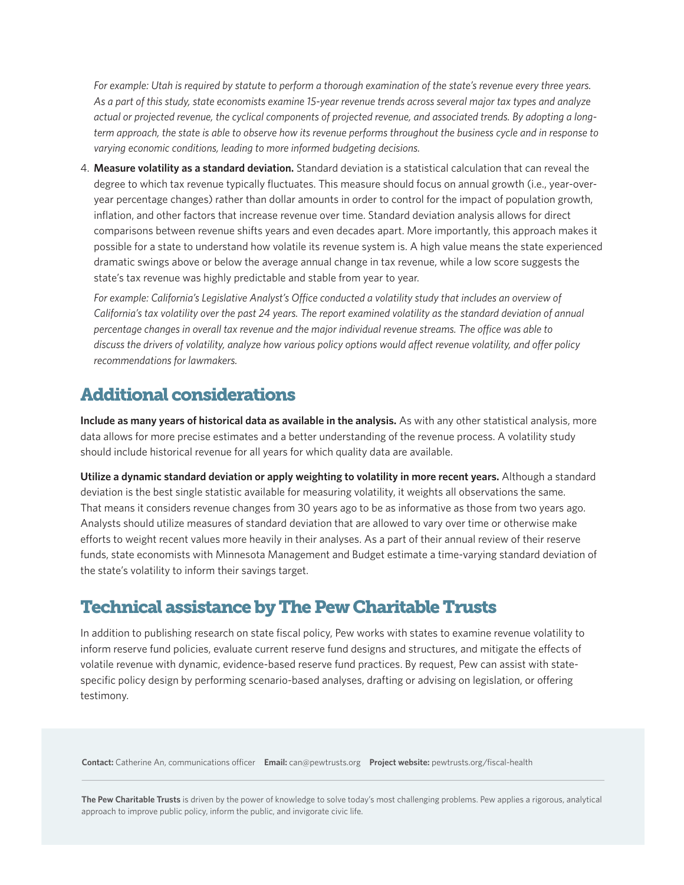*For example: Utah is required by statute to perform a thorough examination of the state's revenue every three years. As a part of this study, state economists examine 15-year revenue trends across several major tax types and analyze actual or projected revenue, the cyclical components of projected revenue, and associated trends. By adopting a long-term approach, the state is able to observe how its revenue performs throughout the business cycle and in response to varying economic conditions, leading to more informed budgeting decisions.*

4. **Measure volatility as a standard deviation.** Standard deviation is a statistical calculation that can reveal the degree to which tax revenue typically fluctuates. This measure should focus on annual growth (i.e., year-over-year percentage changes) rather than dollar amounts in order to control for the impact of population growth, inflation, and other factors that increase revenue over time. Standard deviation analysis allows for direct comparisons between revenue shifts years and even decades apart. More importantly, this approach makes it possible for a state to understand how volatile its revenue system is. A high value means the state experienced dramatic swings above or below the average annual change in tax revenue, while a low score suggests the state's tax revenue was highly predictable and stable from year to year.

   *For example: California's Legislative Analyst's Office conducted a volatility study that includes an overview of California's tax volatility over the past 24 years. The report examined volatility as the standard deviation of annual percentage changes in overall tax revenue and the major individual revenue streams. The office was able to discuss the drivers of volatility, analyze how various policy options would affect revenue volatility, and offer policy recommendations for lawmakers.*

## Additional considerations

**Include as many years of historical data as available in the analysis.** As with any other statistical analysis, more data allows for more precise estimates and a better understanding of the revenue process. A volatility study should include historical revenue for all years for which quality data are available.

**Utilize a dynamic standard deviation or apply weighting to volatility in more recent years.** Although a standard deviation is the best single statistic available for measuring volatility, it weights all observations the same. That means it considers revenue changes from 30 years ago to be as informative as those from two years ago. Analysts should utilize measures of standard deviation that are allowed to vary over time or otherwise make efforts to weight recent values more heavily in their analyses. As a part of their annual review of their reserve funds, state economists with Minnesota Management and Budget estimate a time-varying standard deviation of the state's volatility to inform their savings target.

## Technical assistance by The Pew Charitable Trusts

In addition to publishing research on state fiscal policy, Pew works with states to examine revenue volatility to inform reserve fund policies, evaluate current reserve fund designs and structures, and mitigate the effects of volatile revenue with dynamic, evidence-based reserve fund practices. By request, Pew can assist with state-specific policy design by performing scenario-based analyses, drafting or advising on legislation, or offering testimony.

**Contact:** Catherine An, communications officer **Email:** can@pewtrusts.org **Project website:** pewtrusts.org/fiscal-health

**The Pew Charitable Trusts** is driven by the power of knowledge to solve today's most challenging problems. Pew applies a rigorous, analytical approach to improve public policy, inform the public, and invigorate civic life.